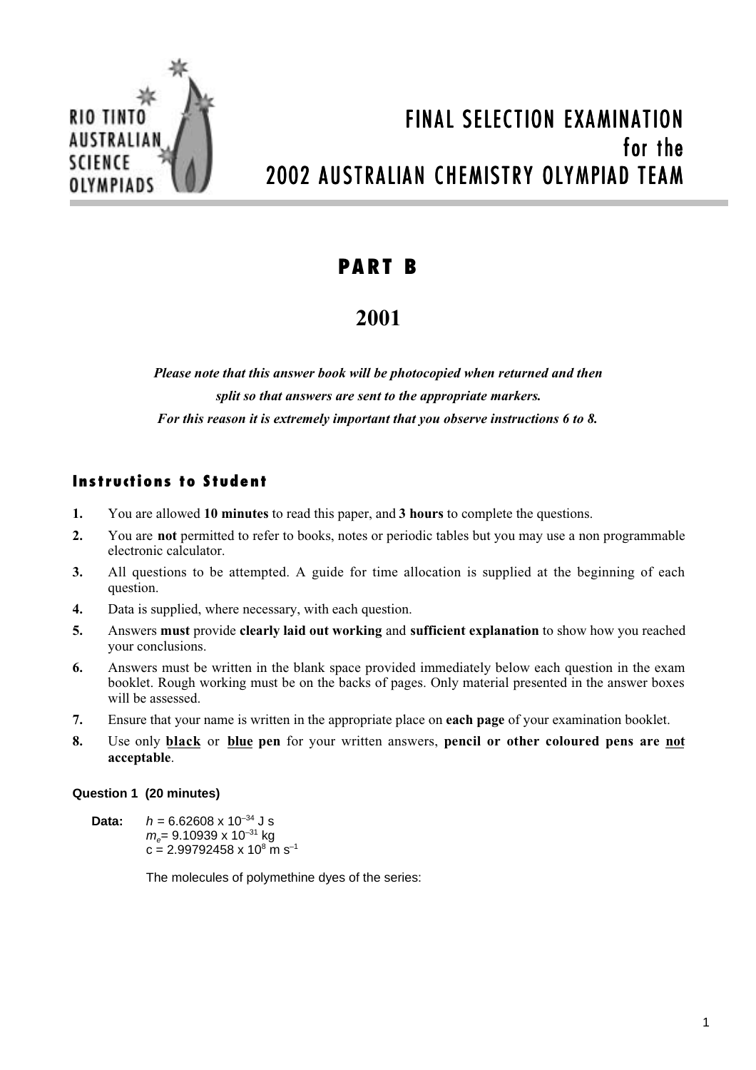RIO TINTO AUSTRALIAN SCIENCE OLYMPIADS

# FINAL SELECTION EXAMINATION for the 2002 AUSTRALIAN CHEMISTRY OLYMPIAD TEAM

## PART B

## 2001

***Please note that this answer book will be photocopied when returned and then split so that answers are sent to the appropriate markers. For this reason it is extremely important that you observe instructions 6 to 8.***

### Instructions to Student

1. You are allowed **10 minutes** to read this paper, and **3 hours** to complete the questions.
2. You are **not** permitted to refer to books, notes or periodic tables but you may use a non programmable electronic calculator.
3. All questions to be attempted. A guide for time allocation is supplied at the beginning of each question.
4. Data is supplied, where necessary, with each question.
5. Answers **must** provide **clearly laid out working** and **sufficient explanation** to show how you reached your conclusions.
6. Answers must be written in the blank space provided immediately below each question in the exam booklet. Rough working must be on the backs of pages. Only material presented in the answer boxes will be assessed.
7. Ensure that your name is written in the appropriate place on **each page** of your examination booklet.
8. Use only **black** or **blue pen** for your written answers, **pencil or other coloured pens are not acceptable**.

**Question 1 (20 minutes)**

**Data:** $h = 6.62608 \times 10^{-34}$ J s
$m_e = 9.10939 \times 10^{-31}$ kg
$c = 2.99792458 \times 10^{8}$ m s$^{-1}$

The molecules of polymethine dyes of the series: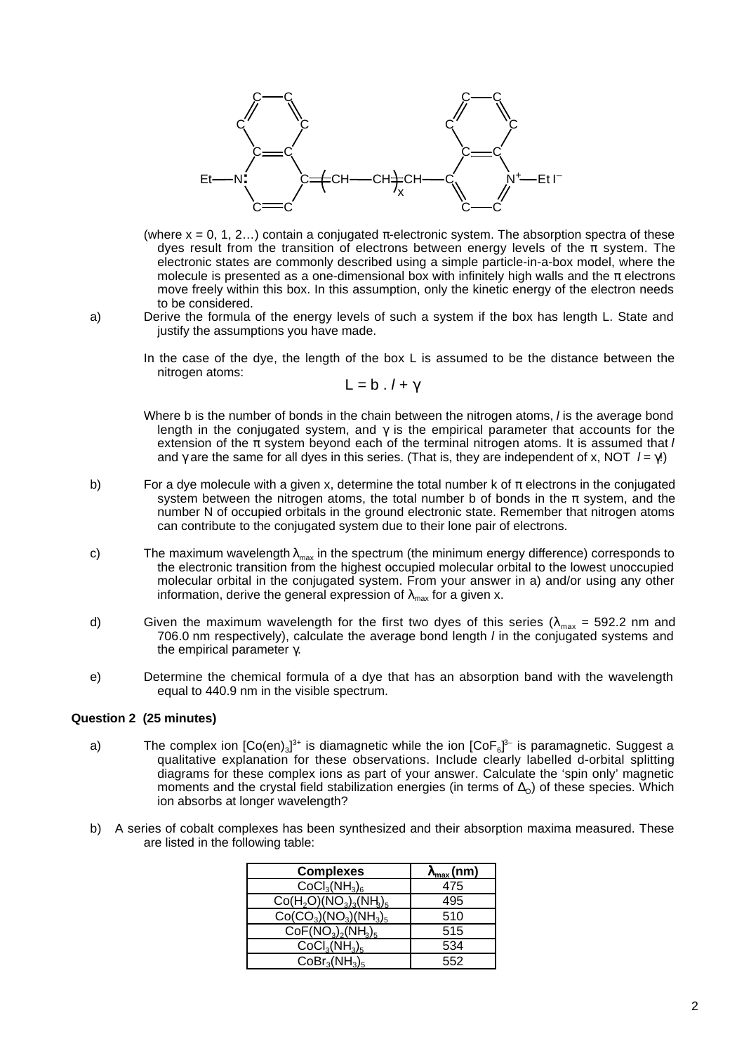(where x = 0, 1, 2…) contain a conjugated π-electronic system. The absorption spectra of these dyes result from the transition of electrons between energy levels of the π system. The electronic states are commonly described using a simple particle-in-a-box model, where the molecule is presented as a one-dimensional box with infinitely high walls and the π electrons move freely within this box. In this assumption, only the kinetic energy of the electron needs to be considered.

a) Derive the formula of the energy levels of such a system if the box has length L. State and justify the assumptions you have made.

In the case of the dye, the length of the box L is assumed to be the distance between the nitrogen atoms:

$$L = b \cdot l + \gamma$$

Where b is the number of bonds in the chain between the nitrogen atoms, *l* is the average bond length in the conjugated system, and γ is the empirical parameter that accounts for the extension of the π system beyond each of the terminal nitrogen atoms. It is assumed that *l* and γ are the same for all dyes in this series. (That is, they are independent of x, NOT *l* = γ!)

b) For a dye molecule with a given x, determine the total number k of π electrons in the conjugated system between the nitrogen atoms, the total number b of bonds in the π system, and the number N of occupied orbitals in the ground electronic state. Remember that nitrogen atoms can contribute to the conjugated system due to their lone pair of electrons.

c) The maximum wavelength $\lambda_{max}$ in the spectrum (the minimum energy difference) corresponds to the electronic transition from the highest occupied molecular orbital to the lowest unoccupied molecular orbital in the conjugated system. From your answer in a) and/or using any other information, derive the general expression of $\lambda_{max}$ for a given x.

d) Given the maximum wavelength for the first two dyes of this series ($\lambda_{max}$ = 592.2 nm and 706.0 nm respectively), calculate the average bond length *l* in the conjugated systems and the empirical parameter γ.

e) Determine the chemical formula of a dye that has an absorption band with the wavelength equal to 440.9 nm in the visible spectrum.

**Question 2 (25 minutes)**

a) The complex ion $[Co(en)_3]^{3+}$ is diamagnetic while the ion $[CoF_6]^{3-}$ is paramagnetic. Suggest a qualitative explanation for these observations. Include clearly labelled d-orbital splitting diagrams for these complex ions as part of your answer. Calculate the 'spin only' magnetic moments and the crystal field stabilization energies (in terms of $\Delta_O$) of these species. Which ion absorbs at longer wavelength?

b) A series of cobalt complexes has been synthesized and their absorption maxima measured. These are listed in the following table:

| Complexes | $\lambda_{max}$ (nm) |
|---|---|
| $CoCl_3(NH_3)_6$ | 475 |
| $Co(H_2O)(NO_3)_3(NH_3)_5$ | 495 |
| $Co(CO_3)(NO_3)(NH_3)_5$ | 510 |
| $CoF(NO_3)_2(NH_3)_5$ | 515 |
| $CoCl_3(NH_3)_5$ | 534 |
| $CoBr_3(NH_3)_5$ | 552 |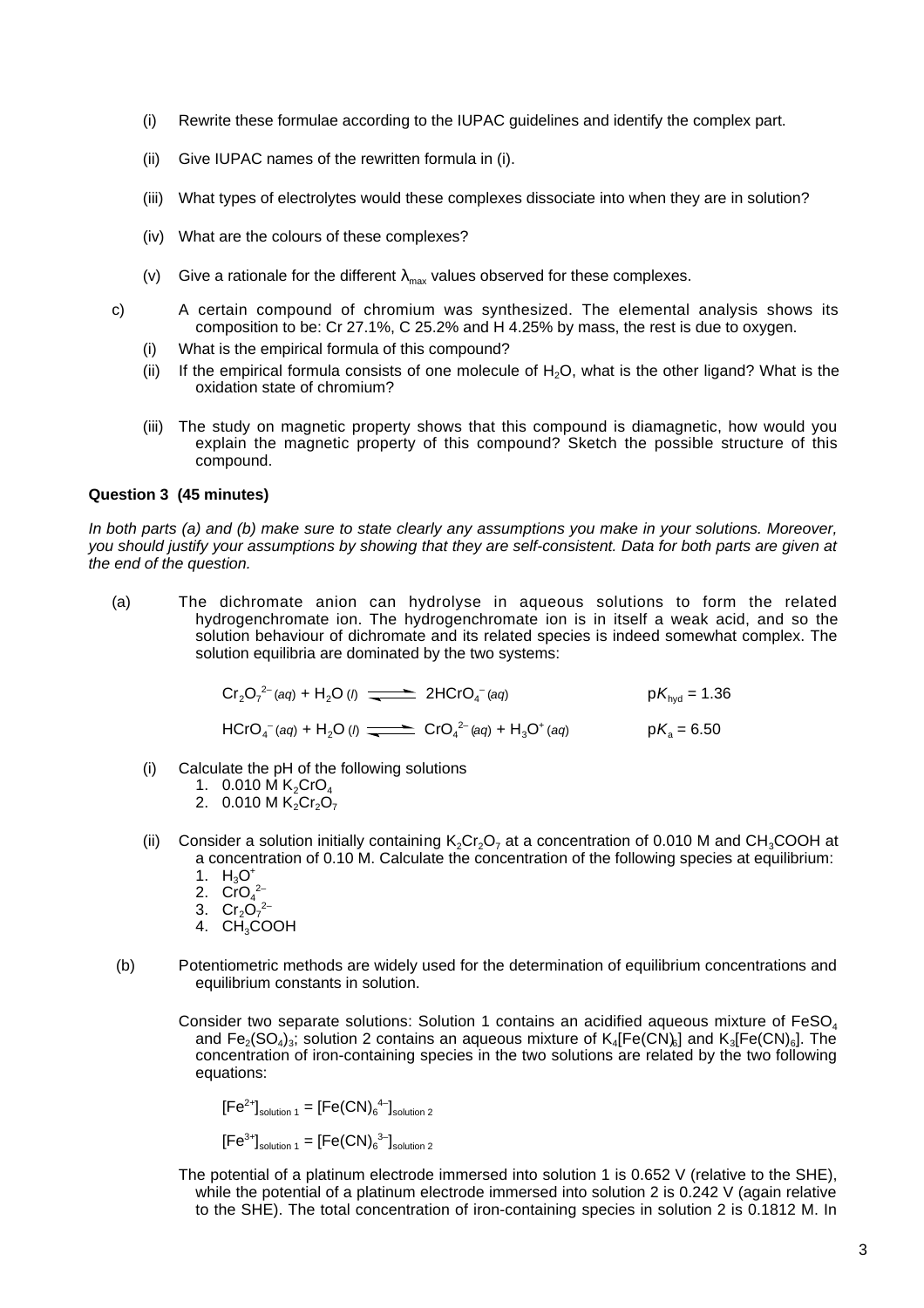(i) Rewrite these formulae according to the IUPAC guidelines and identify the complex part.

(ii) Give IUPAC names of the rewritten formula in (i).

(iii) What types of electrolytes would these complexes dissociate into when they are in solution?

(iv) What are the colours of these complexes?

(v) Give a rationale for the different $\lambda_{max}$ values observed for these complexes.

c) A certain compound of chromium was synthesized. The elemental analysis shows its composition to be: Cr 27.1%, C 25.2% and H 4.25% by mass, the rest is due to oxygen.

(i) What is the empirical formula of this compound?

(ii) If the empirical formula consists of one molecule of $H_2O$, what is the other ligand? What is the oxidation state of chromium?

(iii) The study on magnetic property shows that this compound is diamagnetic, how would you explain the magnetic property of this compound? Sketch the possible structure of this compound.

**Question 3 (45 minutes)**

*In both parts (a) and (b) make sure to state clearly any assumptions you make in your solutions. Moreover, you should justify your assumptions by showing that they are self-consistent. Data for both parts are given at the end of the question.*

(a) The dichromate anion can hydrolyse in aqueous solutions to form the related hydrogenchromate ion. The hydrogenchromate ion is in itself a weak acid, and so the solution behaviour of dichromate and its related species is indeed somewhat complex. The solution equilibria are dominated by the two systems:

$$Cr_2O_7^{2-}(aq) + H_2O\,(l) \rightleftharpoons 2HCrO_4^{-}(aq) \qquad pK_{hyd} = 1.36$$

$$HCrO_4^{-}(aq) + H_2O\,(l) \rightleftharpoons CrO_4^{2-}(aq) + H_3O^{+}(aq) \qquad pK_a = 6.50$$

(i) Calculate the pH of the following solutions
1. 0.010 M $K_2CrO_4$
2. 0.010 M $K_2Cr_2O_7$

(ii) Consider a solution initially containing $K_2Cr_2O_7$ at a concentration of 0.010 M and $CH_3COOH$ at a concentration of 0.10 M. Calculate the concentration of the following species at equilibrium:
1. $H_3O^+$
2. $CrO_4^{2-}$
3. $Cr_2O_7^{2-}$
4. $CH_3COOH$

(b) Potentiometric methods are widely used for the determination of equilibrium concentrations and equilibrium constants in solution.

Consider two separate solutions: Solution 1 contains an acidified aqueous mixture of $FeSO_4$ and $Fe_2(SO_4)_3$; solution 2 contains an aqueous mixture of $K_4[Fe(CN)_6]$ and $K_3[Fe(CN)_6]$. The concentration of iron-containing species in the two solutions are related by the two following equations:

$$[Fe^{2+}]_{solution\ 1} = [Fe(CN)_6^{4-}]_{solution\ 2}$$

$$[Fe^{3+}]_{solution\ 1} = [Fe(CN)_6^{3-}]_{solution\ 2}$$

The potential of a platinum electrode immersed into solution 1 is 0.652 V (relative to the SHE), while the potential of a platinum electrode immersed into solution 2 is 0.242 V (again relative to the SHE). The total concentration of iron-containing species in solution 2 is 0.1812 M. In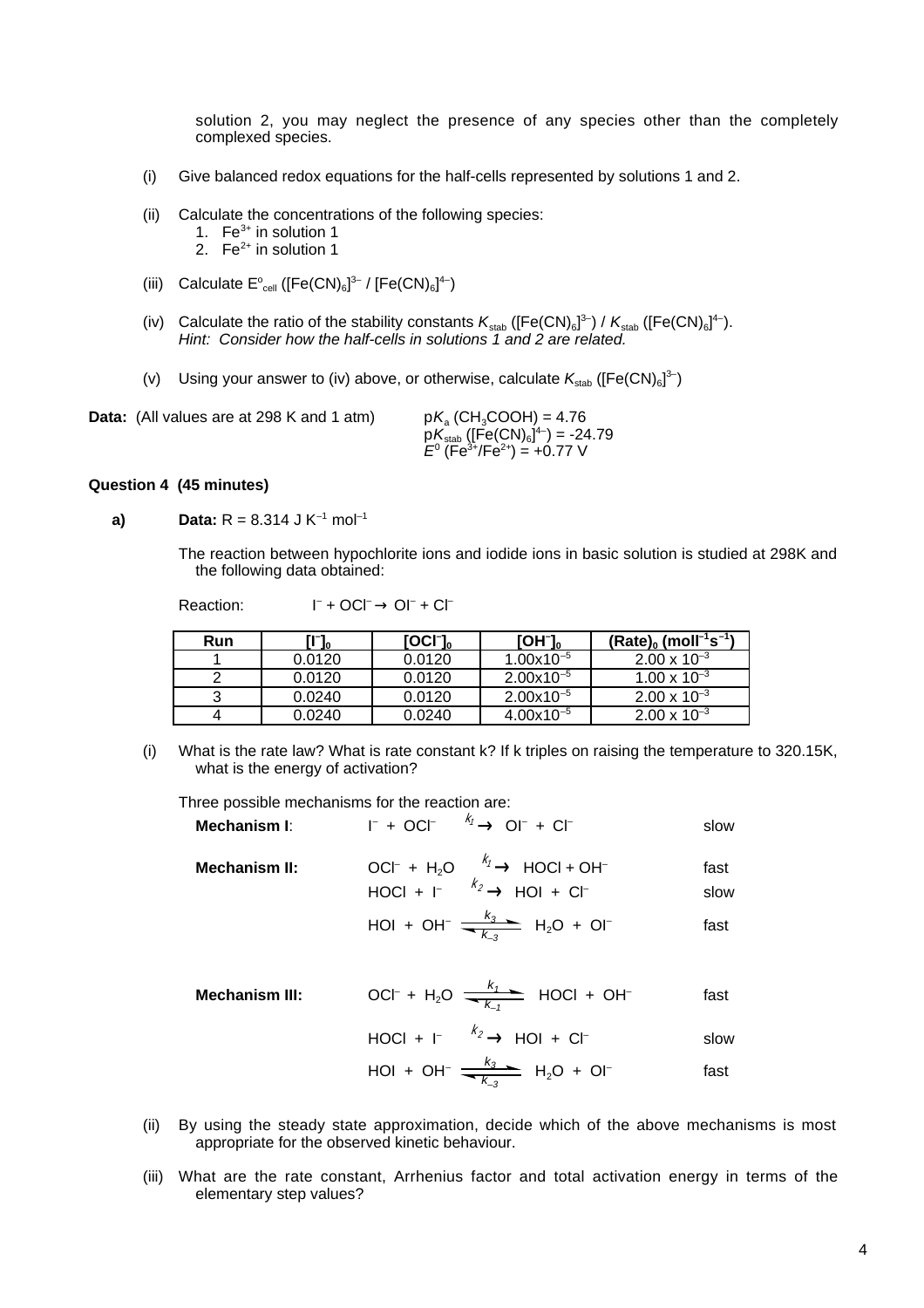solution 2, you may neglect the presence of any species other than the completely complexed species.

(i) Give balanced redox equations for the half-cells represented by solutions 1 and 2.

(ii) Calculate the concentrations of the following species:
   1. $Fe^{3+}$ in solution 1
   2. $Fe^{2+}$ in solution 1

(iii) Calculate $E^o_{cell}$ ($[Fe(CN)_6]^{3-}$ / $[Fe(CN)_6]^{4-}$)

(iv) Calculate the ratio of the stability constants $K_{stab}$ ($[Fe(CN)_6]^{3-}$) / $K_{stab}$ ($[Fe(CN)_6]^{4-}$).
*Hint: Consider how the half-cells in solutions 1 and 2 are related.*

(v) Using your answer to (iv) above, or otherwise, calculate $K_{stab}$ ($[Fe(CN)_6]^{3-}$)

**Data:** (All values are at 298 K and 1 atm)

$pK_a$ ($CH_3COOH$) = 4.76
$pK_{stab}$ ($[Fe(CN)_6]^{4-}$) = -24.79
$E^0$ ($Fe^{3+}/Fe^{2+}$) = +0.77 V

**Question 4 (45 minutes)**

**a)** **Data:** R = 8.314 J $K^{-1}$ $mol^{-1}$

The reaction between hypochlorite ions and iodide ions in basic solution is studied at 298K and the following data obtained:

Reaction: $I^- + OCl^- \rightarrow OI^- + Cl^-$

| Run | $[I^-]_0$ | $[OCl^-]_0$ | $[OH^-]_0$ | $(Rate)_0$ ($moll^{-1}s^{-1}$) |
|---|---|---|---|---|
| 1 | 0.0120 | 0.0120 | $1.00 \times 10^{-5}$ | $2.00 \times 10^{-3}$ |
| 2 | 0.0120 | 0.0120 | $2.00 \times 10^{-5}$ | $1.00 \times 10^{-3}$ |
| 3 | 0.0240 | 0.0120 | $2.00 \times 10^{-5}$ | $2.00 \times 10^{-3}$ |
| 4 | 0.0240 | 0.0240 | $4.00 \times 10^{-5}$ | $2.00 \times 10^{-3}$ |

(i) What is the rate law? What is rate constant k? If k triples on raising the temperature to 320.15K, what is the energy of activation?

Three possible mechanisms for the reaction are:

**Mechanism I**:
$I^- + OCl^- \xrightarrow{k_1} OI^- + Cl^-$ slow

**Mechanism II:**
$OCl^- + H_2O \xrightarrow{k_1} HOCl + OH^-$ fast
$HOCl + I^- \xrightarrow{k_2} HOI + Cl^-$ slow
$HOI + OH^- \underset{k_{-3}}{\overset{k_3}{\rightleftharpoons}} H_2O + OI^-$ fast

**Mechanism III:**
$OCl^- + H_2O \underset{k_{-1}}{\overset{k_1}{\rightleftharpoons}} HOCl + OH^-$ fast
$HOCl + I^- \xrightarrow{k_2} HOI + Cl^-$ slow
$HOI + OH^- \underset{k_{-3}}{\overset{k_3}{\rightleftharpoons}} H_2O + OI^-$ fast

(ii) By using the steady state approximation, decide which of the above mechanisms is most appropriate for the observed kinetic behaviour.

(iii) What are the rate constant, Arrhenius factor and total activation energy in terms of the elementary step values?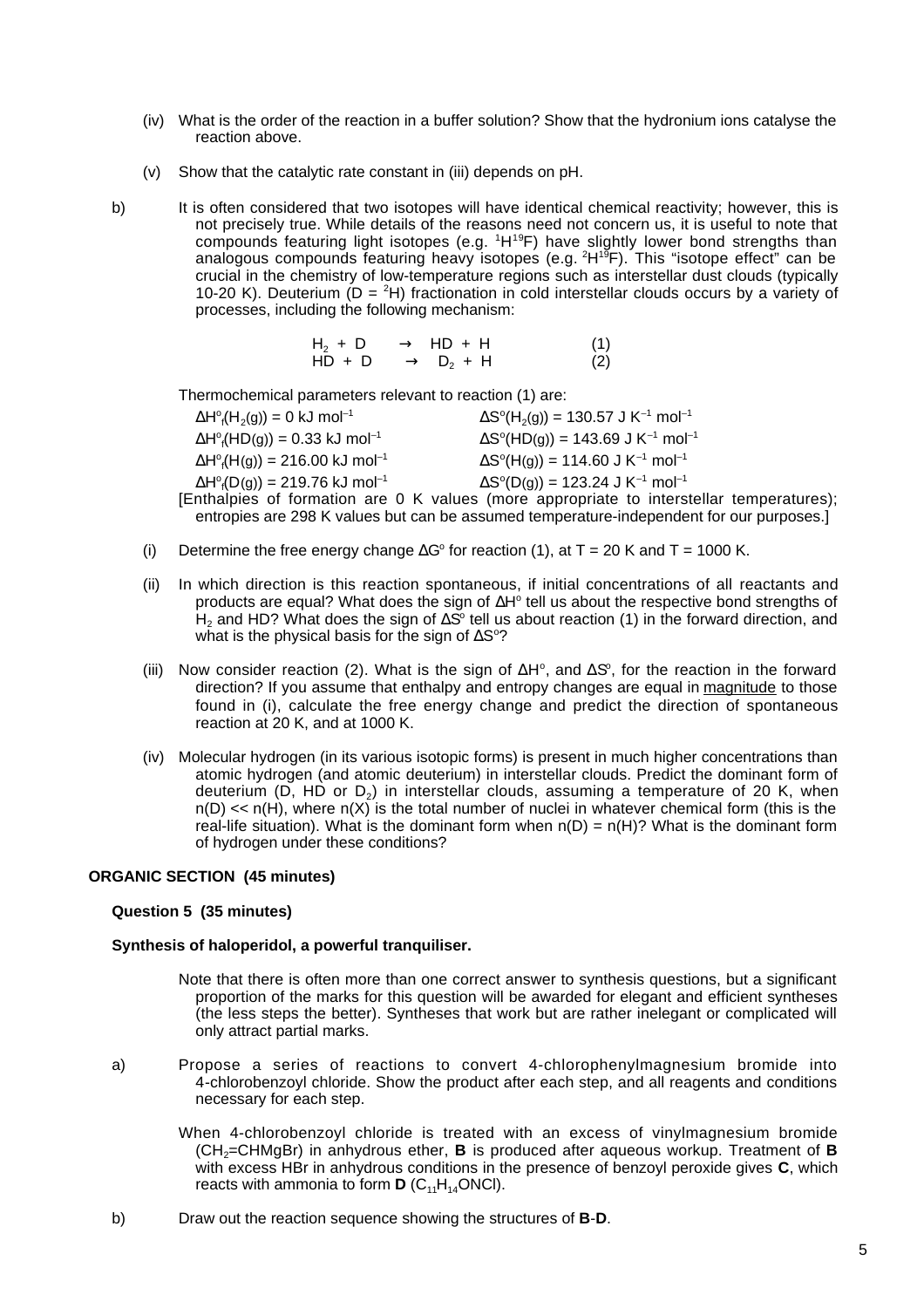(iv) What is the order of the reaction in a buffer solution? Show that the hydronium ions catalyse the reaction above.

(v) Show that the catalytic rate constant in (iii) depends on pH.

b) It is often considered that two isotopes will have identical chemical reactivity; however, this is not precisely true. While details of the reasons need not concern us, it is useful to note that compounds featuring light isotopes (e.g. $^{1}H^{19}F$) have slightly lower bond strengths than analogous compounds featuring heavy isotopes (e.g. $^{2}H^{19}F$). This "isotope effect" can be crucial in the chemistry of low-temperature regions such as interstellar dust clouds (typically 10-20 K). Deuterium (D = $^{2}$H) fractionation in cold interstellar clouds occurs by a variety of processes, including the following mechanism:

$$H_2 + D \rightarrow HD + H \qquad (1)$$
$$HD + D \rightarrow D_2 + H \qquad (2)$$

Thermochemical parameters relevant to reaction (1) are:

| | |
|---|---|
| $\Delta H^o_f(H_2(g)) = 0$ kJ mol$^{-1}$ | $\Delta S^o(H_2(g)) = 130.57$ J K$^{-1}$ mol$^{-1}$ |
| $\Delta H^o_f(HD(g)) = 0.33$ kJ mol$^{-1}$ | $\Delta S^o(HD(g)) = 143.69$ J K$^{-1}$ mol$^{-1}$ |
| $\Delta H^o_f(H(g)) = 216.00$ kJ mol$^{-1}$ | $\Delta S^o(H(g)) = 114.60$ J K$^{-1}$ mol$^{-1}$ |
| $\Delta H^o_f(D(g)) = 219.76$ kJ mol$^{-1}$ | $\Delta S^o(D(g)) = 123.24$ J K$^{-1}$ mol$^{-1}$ |

[Enthalpies of formation are 0 K values (more appropriate to interstellar temperatures); entropies are 298 K values but can be assumed temperature-independent for our purposes.]

(i) Determine the free energy change $\Delta G^o$ for reaction (1), at T = 20 K and T = 1000 K.

(ii) In which direction is this reaction spontaneous, if initial concentrations of all reactants and products are equal? What does the sign of $\Delta H^o$ tell us about the respective bond strengths of $H_2$ and HD? What does the sign of $\Delta S^o$ tell us about reaction (1) in the forward direction, and what is the physical basis for the sign of $\Delta S^o$?

(iii) Now consider reaction (2). What is the sign of $\Delta H^o$, and $\Delta S^o$, for the reaction in the forward direction? If you assume that enthalpy and entropy changes are equal in magnitude to those found in (i), calculate the free energy change and predict the direction of spontaneous reaction at 20 K, and at 1000 K.

(iv) Molecular hydrogen (in its various isotopic forms) is present in much higher concentrations than atomic hydrogen (and atomic deuterium) in interstellar clouds. Predict the dominant form of deuterium (D, HD or $D_2$) in interstellar clouds, assuming a temperature of 20 K, when n(D) << n(H), where n(X) is the total number of nuclei in whatever chemical form (this is the real-life situation). What is the dominant form when n(D) = n(H)? What is the dominant form of hydrogen under these conditions?

## ORGANIC SECTION (45 minutes)

### Question 5 (35 minutes)

**Synthesis of haloperidol, a powerful tranquiliser.**

Note that there is often more than one correct answer to synthesis questions, but a significant proportion of the marks for this question will be awarded for elegant and efficient syntheses (the less steps the better). Syntheses that work but are rather inelegant or complicated will only attract partial marks.

a) Propose a series of reactions to convert 4-chlorophenylmagnesium bromide into 4-chlorobenzoyl chloride. Show the product after each step, and all reagents and conditions necessary for each step.

When 4-chlorobenzoyl chloride is treated with an excess of vinylmagnesium bromide ($CH_2$=CHMgBr) in anhydrous ether, **B** is produced after aqueous workup. Treatment of **B** with excess HBr in anhydrous conditions in the presence of benzoyl peroxide gives **C**, which reacts with ammonia to form **D** ($C_{11}H_{14}ONCl$).

b) Draw out the reaction sequence showing the structures of **B**-**D**.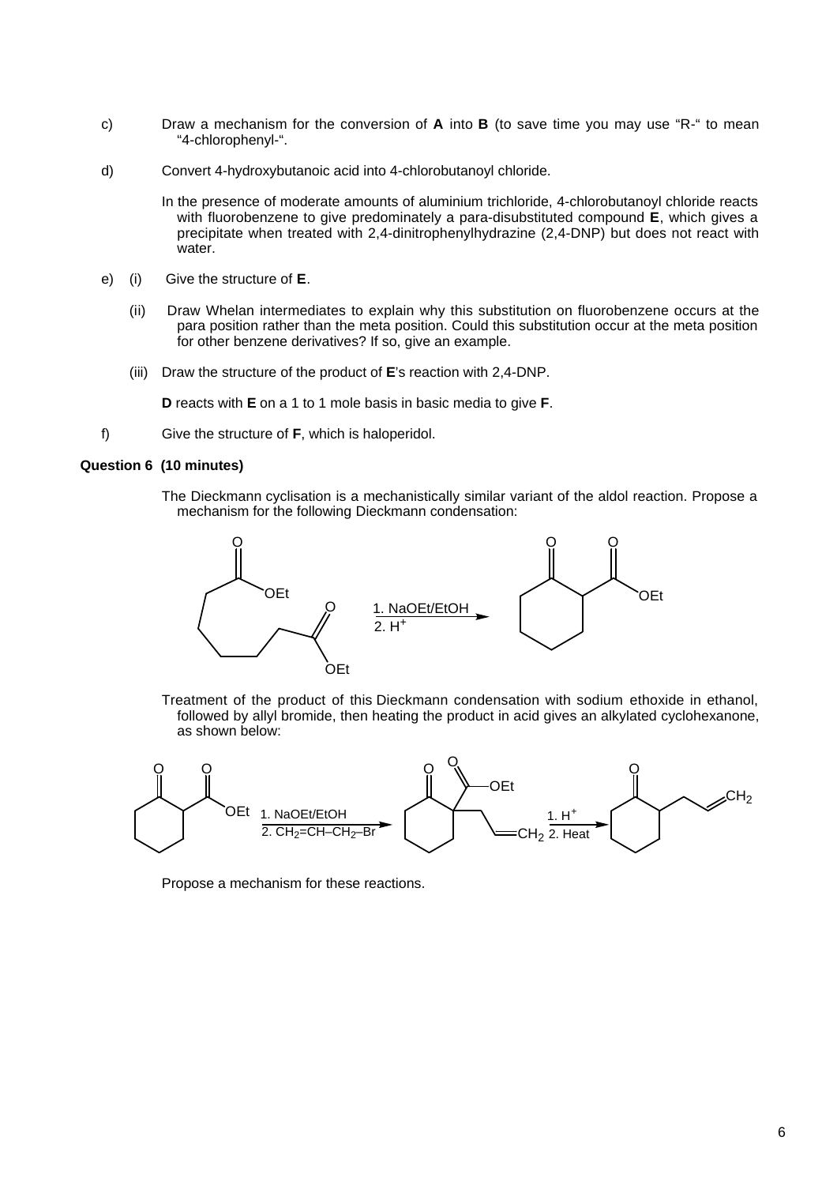c) Draw a mechanism for the conversion of **A** into **B** (to save time you may use "R-" to mean "4-chlorophenyl-".

d) Convert 4-hydroxybutanoic acid into 4-chlorobutanoyl chloride.

In the presence of moderate amounts of aluminium trichloride, 4-chlorobutanoyl chloride reacts with fluorobenzene to give predominately a para-disubstituted compound **E**, which gives a precipitate when treated with 2,4-dinitrophenylhydrazine (2,4-DNP) but does not react with water.

e) (i) Give the structure of **E**.

(ii) Draw Whelan intermediates to explain why this substitution on fluorobenzene occurs at the para position rather than the meta position. Could this substitution occur at the meta position for other benzene derivatives? If so, give an example.

(iii) Draw the structure of the product of **E**'s reaction with 2,4-DNP.

**D** reacts with **E** on a 1 to 1 mole basis in basic media to give **F**.

f) Give the structure of **F**, which is haloperidol.

**Question 6 (10 minutes)**

The Dieckmann cyclisation is a mechanistically similar variant of the aldol reaction. Propose a mechanism for the following Dieckmann condensation:

O

OEt

O

OEt

1. NaOEt/EtOH

2. $H^+$

O O

OEt

Treatment of the product of this Dieckmann condensation with sodium ethoxide in ethanol, followed by allyl bromide, then heating the product in acid gives an alkylated cyclohexanone, as shown below:

O O

OEt

1. NaOEt/EtOH

2. $CH_2$=CH–$CH_2$–Br

O O

OEt

$CH_2$

1. $H^+$

2. Heat

O

$CH_2$

Propose a mechanism for these reactions.